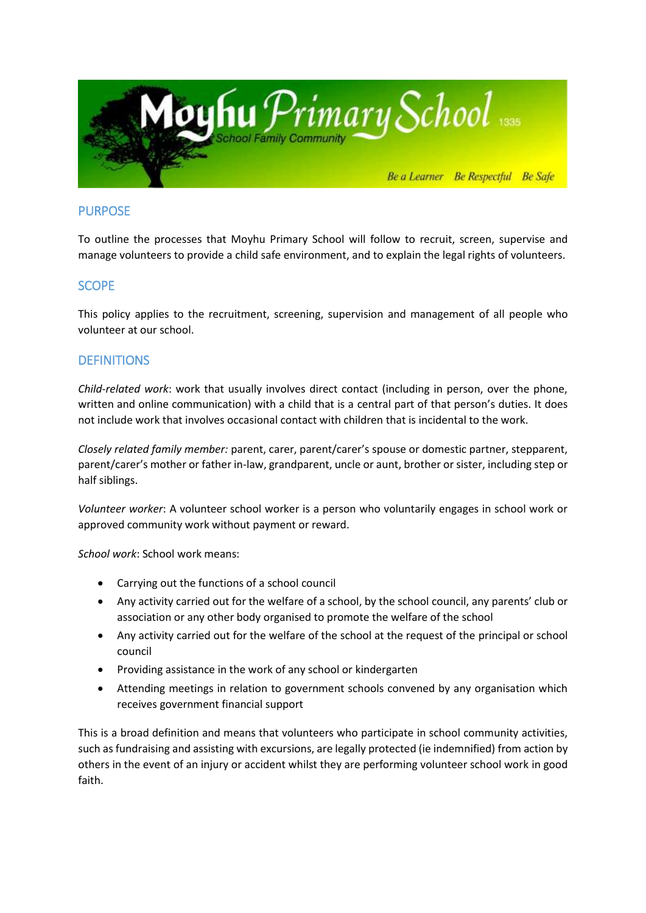## PURPOSE

To outline the processes that Moyhu Primary School will follow to recruit, screen, supervise and manage volunteers to provide a child safe environment, and to explain the legal rights of volunteers.

## SCOPE

This policy applies to the recruitment, screening, supervision and management of all people who volunteer at our school.

## DEFINITIONS

*Child-related work*: work that usually involves direct contact (including in person, over the phone, written and online communication) with a child that is a central part of that person's duties. It does not include work that involves occasional contact with children that is incidental to the work.

*Closely related family member:* parent, carer, parent/carer's spouse or domestic partner, stepparent, parent/carer's mother or father in-law, grandparent, uncle or aunt, brother or sister, including step or half siblings.

*Volunteer worker*: A volunteer school worker is a person who voluntarily engages in school work or approved community work without payment or reward.

*School work*: School work means:

- Carrying out the functions of a school council
- Any activity carried out for the welfare of a school, by the school council, any parents' club or association or any other body organised to promote the welfare of the school
- Any activity carried out for the welfare of the school at the request of the principal or school council
- Providing assistance in the work of any school or kindergarten
- Attending meetings in relation to government schools convened by any organisation which receives government financial support

This is a broad definition and means that volunteers who participate in school community activities, such as fundraising and assisting with excursions, are legally protected (ie indemnified) from action by others in the event of an injury or accident whilst they are performing volunteer school work in good faith.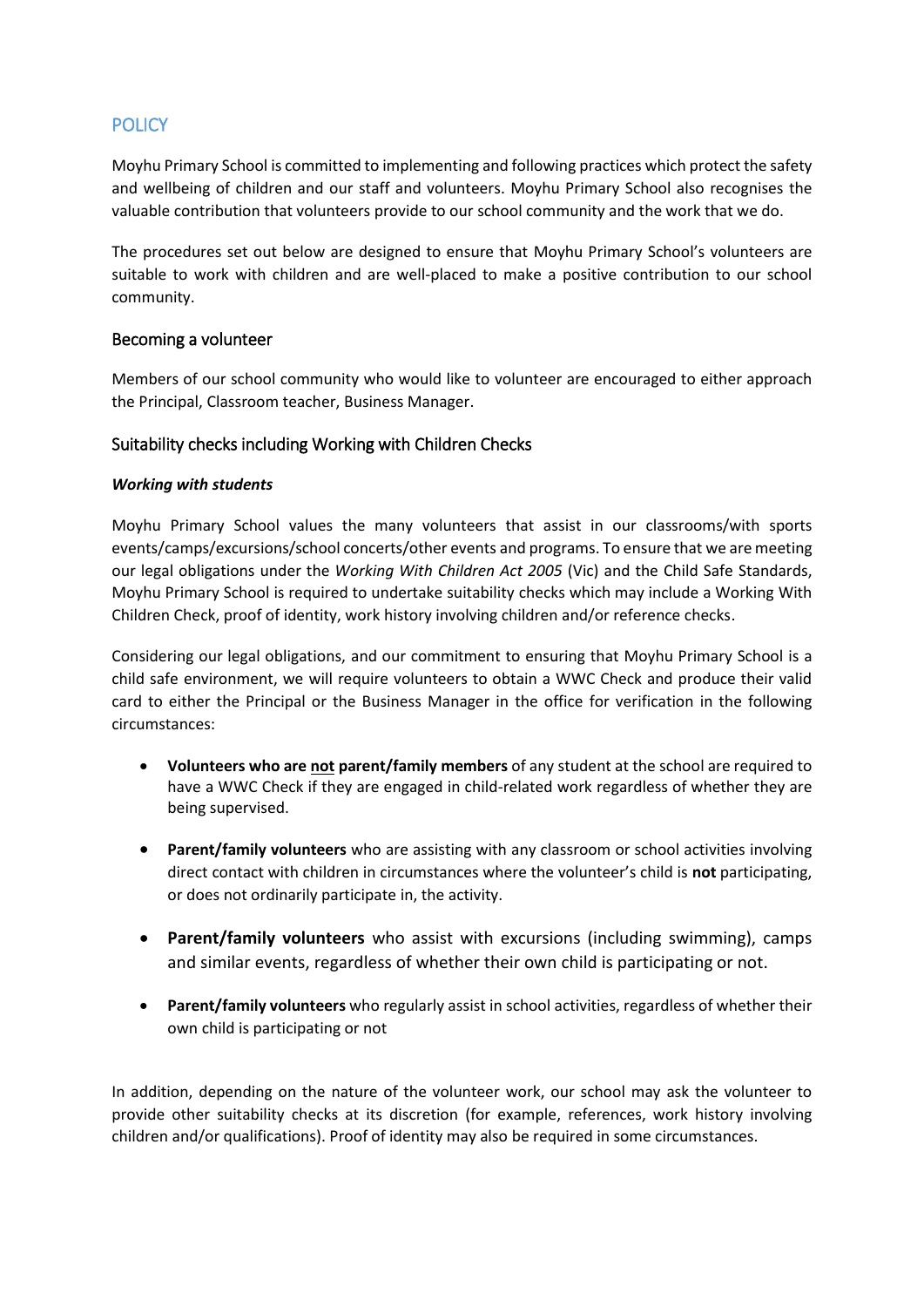## POLICY

Moyhu Primary School is committed to implementing and following practices which protect the safety and wellbeing of children and our staff and volunteers. Moyhu Primary School also recognises the valuable contribution that volunteers provide to our school community and the work that we do.

The procedures set out below are designed to ensure that Moyhu Primary School's volunteers are suitable to work with children and are well-placed to make a positive contribution to our school community.

### Becoming a volunteer

Members of our school community who would like to volunteer are encouraged to either approach the Principal, Classroom teacher, Business Manager.

### Suitability checks including Working with Children Checks

***Working with students***

Moyhu Primary School values the many volunteers that assist in our classrooms/with sports events/camps/excursions/school concerts/other events and programs. To ensure that we are meeting our legal obligations under the *Working With Children Act 2005* (Vic) and the Child Safe Standards, Moyhu Primary School is required to undertake suitability checks which may include a Working With Children Check, proof of identity, work history involving children and/or reference checks.

Considering our legal obligations, and our commitment to ensuring that Moyhu Primary School is a child safe environment, we will require volunteers to obtain a WWC Check and produce their valid card to either the Principal or the Business Manager in the office for verification in the following circumstances:

- **Volunteers who are <u>not</u> parent/family members** of any student at the school are required to have a WWC Check if they are engaged in child-related work regardless of whether they are being supervised.
- **Parent/family volunteers** who are assisting with any classroom or school activities involving direct contact with children in circumstances where the volunteer's child is **not** participating, or does not ordinarily participate in, the activity.
- **Parent/family volunteers** who assist with excursions (including swimming), camps and similar events, regardless of whether their own child is participating or not.
- **Parent/family volunteers** who regularly assist in school activities, regardless of whether their own child is participating or not

In addition, depending on the nature of the volunteer work, our school may ask the volunteer to provide other suitability checks at its discretion (for example, references, work history involving children and/or qualifications). Proof of identity may also be required in some circumstances.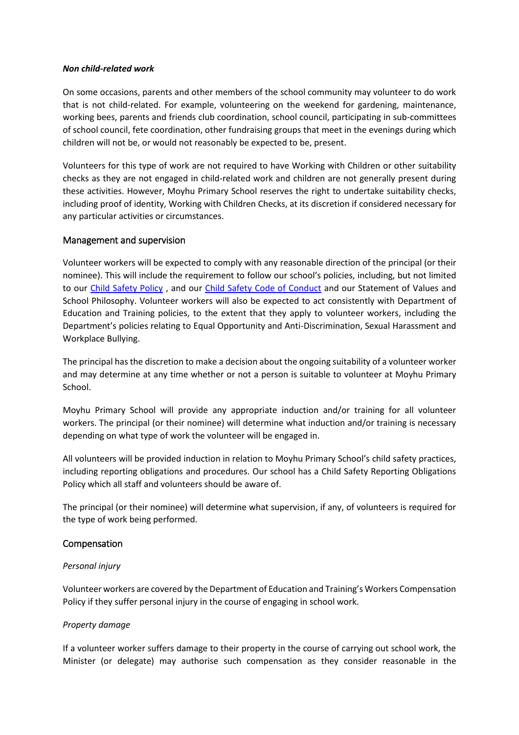*Non child-related work*

On some occasions, parents and other members of the school community may volunteer to do work that is not child-related. For example, volunteering on the weekend for gardening, maintenance, working bees, parents and friends club coordination, school council, participating in sub-committees of school council, fete coordination, other fundraising groups that meet in the evenings during which children will not be, or would not reasonably be expected to be, present.

Volunteers for this type of work are not required to have Working with Children or other suitability checks as they are not engaged in child-related work and children are not generally present during these activities. However, Moyhu Primary School reserves the right to undertake suitability checks, including proof of identity, Working with Children Checks, at its discretion if considered necessary for any particular activities or circumstances.

## Management and supervision

Volunteer workers will be expected to comply with any reasonable direction of the principal (or their nominee). This will include the requirement to follow our school's policies, including, but not limited to our Child Safety Policy , and our Child Safety Code of Conduct and our Statement of Values and School Philosophy. Volunteer workers will also be expected to act consistently with Department of Education and Training policies, to the extent that they apply to volunteer workers, including the Department's policies relating to Equal Opportunity and Anti-Discrimination, Sexual Harassment and Workplace Bullying.

The principal has the discretion to make a decision about the ongoing suitability of a volunteer worker and may determine at any time whether or not a person is suitable to volunteer at Moyhu Primary School.

Moyhu Primary School will provide any appropriate induction and/or training for all volunteer workers. The principal (or their nominee) will determine what induction and/or training is necessary depending on what type of work the volunteer will be engaged in.

All volunteers will be provided induction in relation to Moyhu Primary School's child safety practices, including reporting obligations and procedures. Our school has a Child Safety Reporting Obligations Policy which all staff and volunteers should be aware of.

The principal (or their nominee) will determine what supervision, if any, of volunteers is required for the type of work being performed.

## Compensation

*Personal injury*

Volunteer workers are covered by the Department of Education and Training's Workers Compensation Policy if they suffer personal injury in the course of engaging in school work.

*Property damage*

If a volunteer worker suffers damage to their property in the course of carrying out school work, the Minister (or delegate) may authorise such compensation as they consider reasonable in the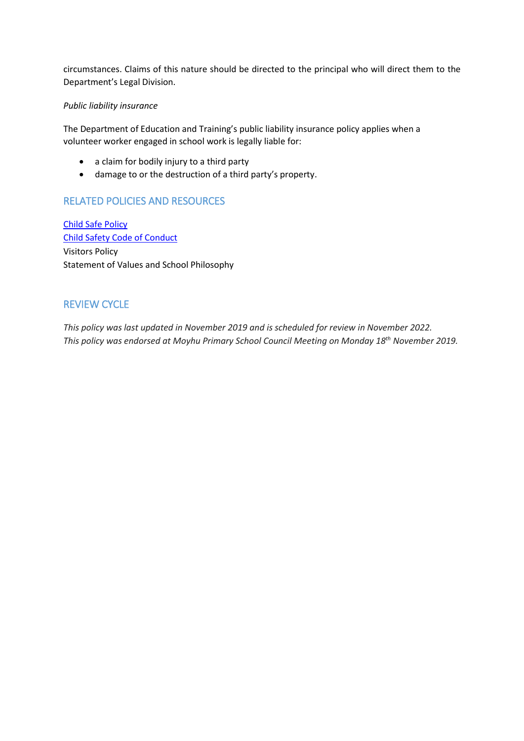circumstances. Claims of this nature should be directed to the principal who will direct them to the Department's Legal Division.

*Public liability insurance*

The Department of Education and Training's public liability insurance policy applies when a volunteer worker engaged in school work is legally liable for:

- a claim for bodily injury to a third party
- damage to or the destruction of a third party's property.

## RELATED POLICIES AND RESOURCES

Child Safe Policy
Child Safety Code of Conduct
Visitors Policy
Statement of Values and School Philosophy

## REVIEW CYCLE

*This policy was last updated in November 2019 and is scheduled for review in November 2022.*
*This policy was endorsed at Moyhu Primary School Council Meeting on Monday 18th November 2019.*